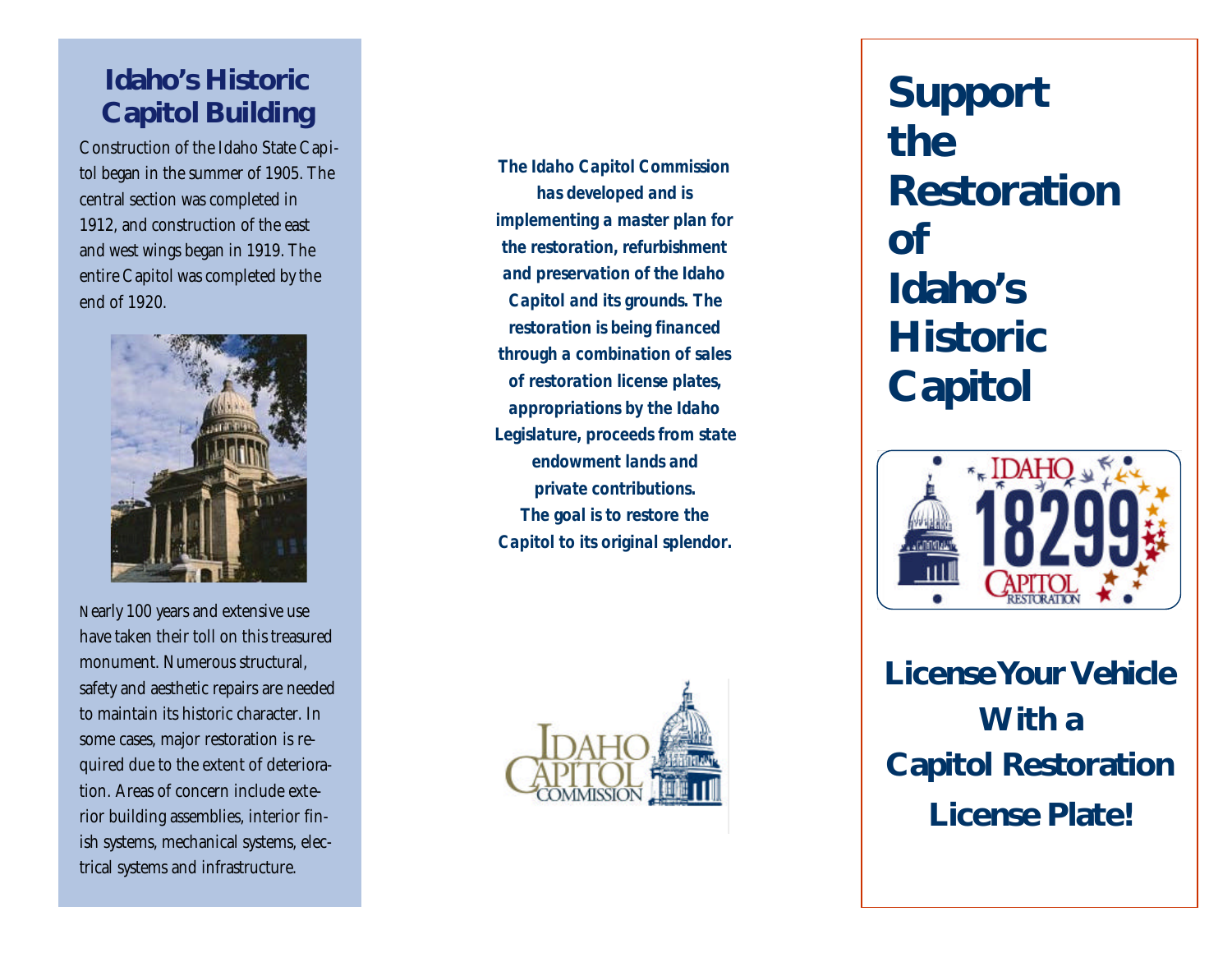## Idaho's Historic Capitol Building

Construction of the Idaho State Capitol began in the summer of 1905. The central section was completed in 1912, and construction of the east and west wings began in 1919. The entire Capitol was completed by the end of 1920.

Nearly 100 years and extensive use have taken their toll on this treasured monument. Numerous structural, safety and aesthetic repairs are needed to maintain its historic character. In some cases, major restoration is required due to the extent of deterioration. Areas of concern include exterior building assemblies, interior finish systems, mechanical systems, electrical systems and infrastructure.

***The Idaho Capitol Commission has developed and is implementing a master plan for the restoration, refurbishment and preservation of the Idaho Capitol and its grounds. The restoration is being financed through a combination of sales of restoration license plates, appropriations by the Idaho Legislature, proceeds from state endowment lands and private contributions. The goal is to restore the Capitol to its original splendor.***

Idaho Capitol Commission

# Support the Restoration of Idaho's Historic Capitol

IDAHO 18299 CAPITOL RESTORATION

## License Your Vehicle With a Capitol Restoration License Plate!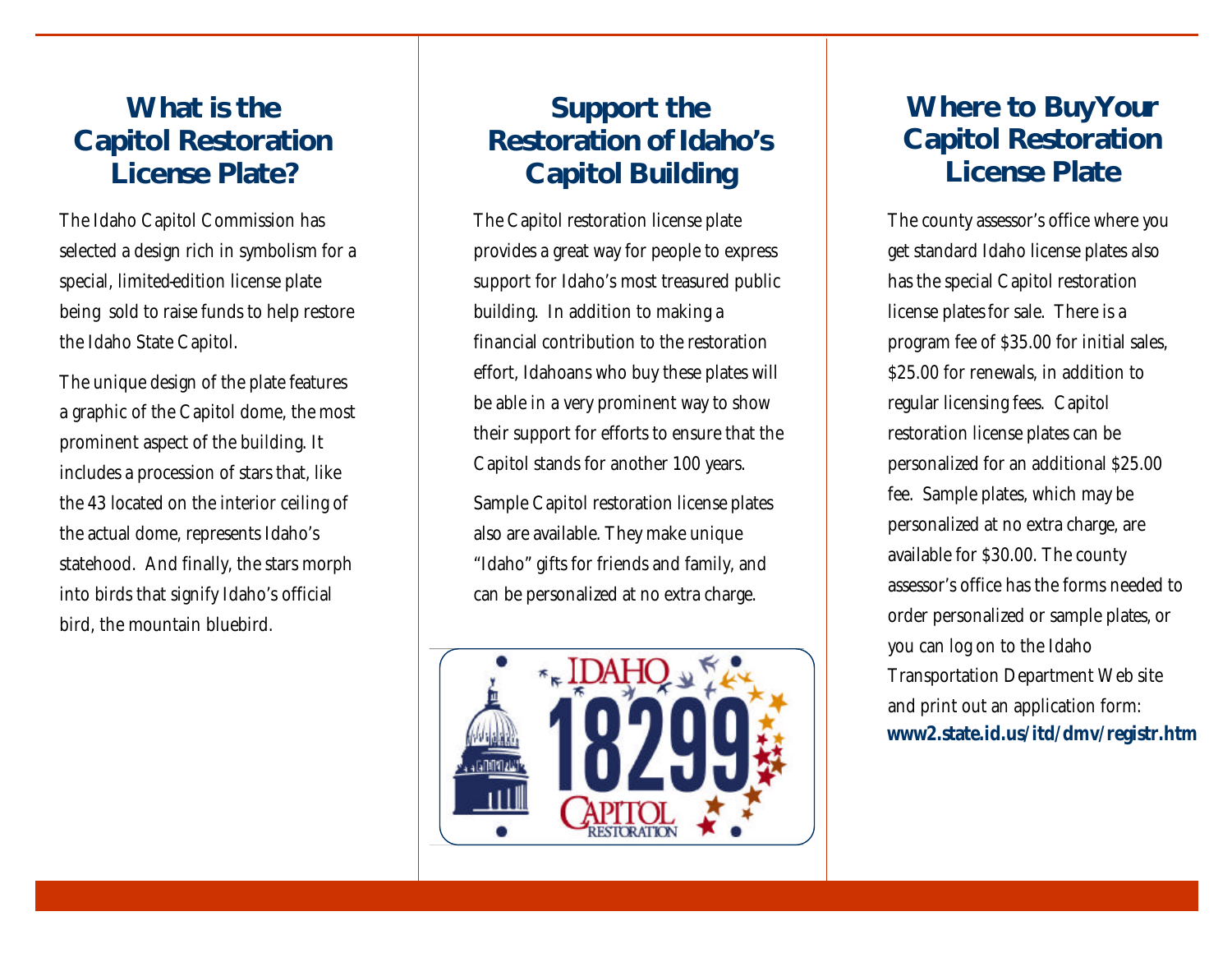## What is the Capitol Restoration License Plate?

The Idaho Capitol Commission has selected a design rich in symbolism for a special, limited-edition license plate being sold to raise funds to help restore the Idaho State Capitol.

The unique design of the plate features a graphic of the Capitol dome, the most prominent aspect of the building. It includes a procession of stars that, like the 43 located on the interior ceiling of the actual dome, represents Idaho's statehood. And finally, the stars morph into birds that signify Idaho's official bird, the mountain bluebird.

## Support the Restoration of Idaho's Capitol Building

The Capitol restoration license plate provides a great way for people to express support for Idaho's most treasured public building. In addition to making a financial contribution to the restoration effort, Idahoans who buy these plates will be able in a very prominent way to show their support for efforts to ensure that the Capitol stands for another 100 years.

Sample Capitol restoration license plates also are available. They make unique "Idaho" gifts for friends and family, and can be personalized at no extra charge.

IDAHO
18299
CAPITOL
RESTORATION

## Where to Buy Your Capitol Restoration License Plate

The county assessor's office where you get standard Idaho license plates also has the special Capitol restoration license plates for sale. There is a program fee of $35.00 for initial sales, $25.00 for renewals, in addition to regular licensing fees. Capitol restoration license plates can be personalized for an additional $25.00 fee. Sample plates, which may be personalized at no extra charge, are available for $30.00. The county assessor's office has the forms needed to order personalized or sample plates, or you can log on to the Idaho Transportation Department Web site and print out an application form: **www2.state.id.us/itd/dmv/registr.htm**